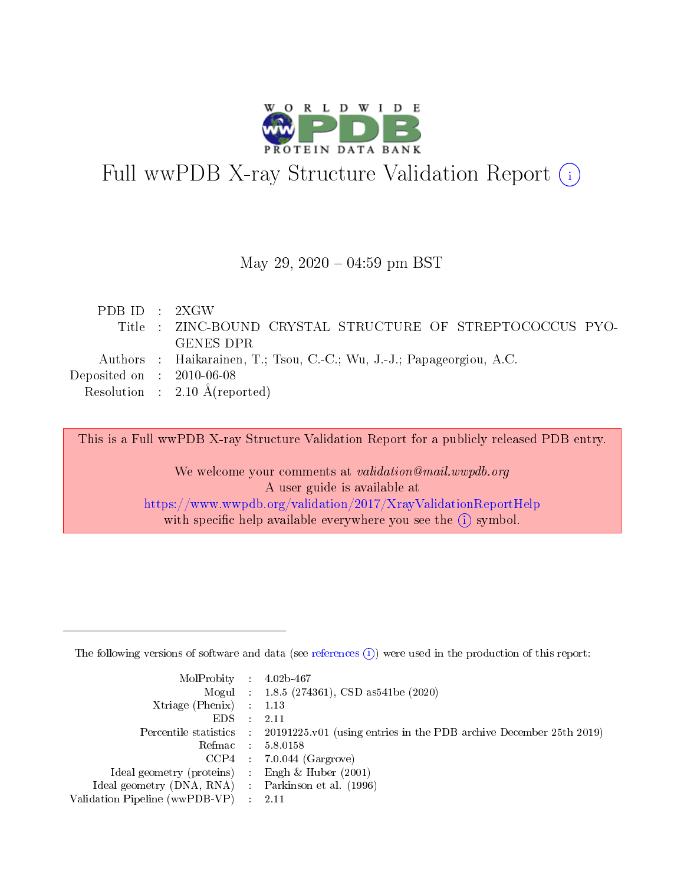# Full wwPDB X-ray Structure Validation Report (i)

May 29, 2020 – 04:59 pm BST

| | | |
|---|---|---|
| PDB ID | : | 2XGW |
| Title | : | ZINC-BOUND CRYSTAL STRUCTURE OF STREPTOCOCCUS PYOGENES DPR |
| Authors | : | Haikarainen, T.; Tsou, C.-C.; Wu, J.-J.; Papageorgiou, A.C. |
| Deposited on | : | 2010-06-08 |
| Resolution | : | 2.10 Å(reported) |

This is a Full wwPDB X-ray Structure Validation Report for a publicly released PDB entry.

We welcome your comments at *validation@mail.wwpdb.org*
A user guide is available at
https://www.wwpdb.org/validation/2017/XrayValidationReportHelp
with specific help available everywhere you see the (i) symbol.

The following versions of software and data (see references (i)) were used in the production of this report:

| | | |
|---|---|---|
| MolProbity | : | 4.02b-467 |
| Mogul | : | 1.8.5 (274361), CSD as541be (2020) |
| Xtriage (Phenix) | : | 1.13 |
| EDS | : | 2.11 |
| Percentile statistics | : | 20191225.v01 (using entries in the PDB archive December 25th 2019) |
| Refmac | : | 5.8.0158 |
| CCP4 | : | 7.0.044 (Gargrove) |
| Ideal geometry (proteins) | : | Engh & Huber (2001) |
| Ideal geometry (DNA, RNA) | : | Parkinson et al. (1996) |
| Validation Pipeline (wwPDB-VP) | : | 2.11 |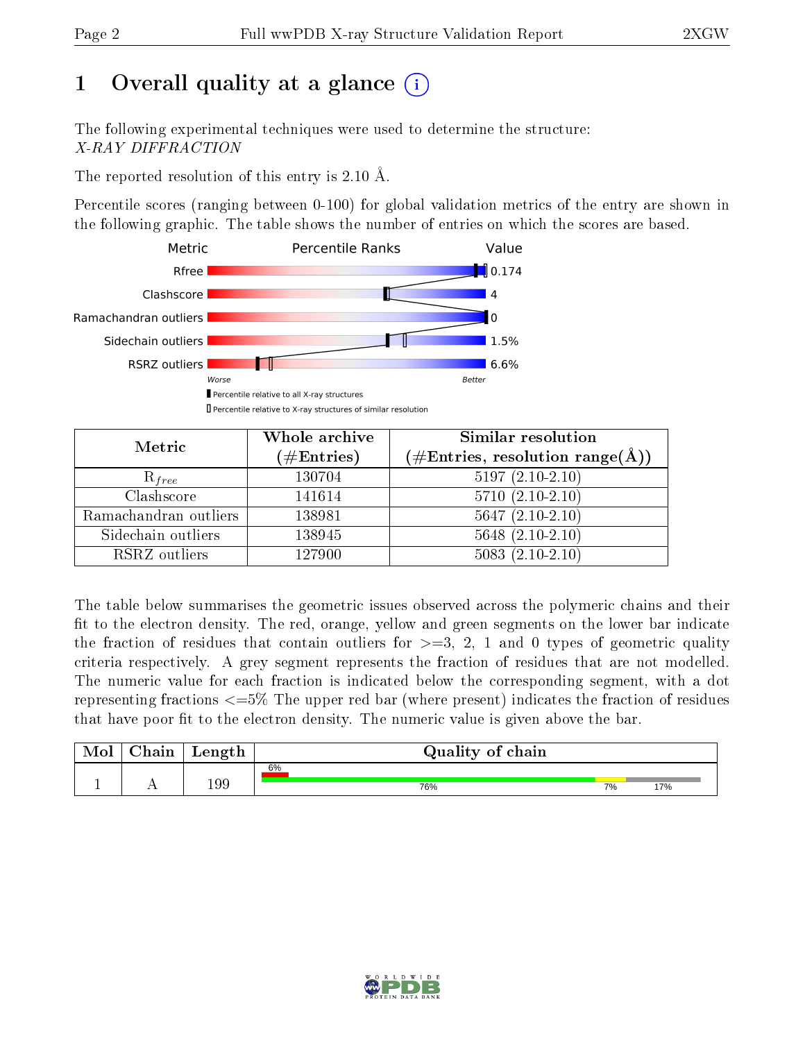# 1 Overall quality at a glance (i)

The following experimental techniques were used to determine the structure:
*X-RAY DIFFRACTION*

The reported resolution of this entry is 2.10 Å.

Percentile scores (ranging between 0-100) for global validation metrics of the entry are shown in the following graphic. The table shows the number of entries on which the scores are based.

| Metric | Value |
|---|---|
| Rfree | 0.174 |
| Clashscore | 4 |
| Ramachandran outliers | 0 |
| Sidechain outliers | 1.5% |
| RSRZ outliers | 6.6% |

Worse — Better

▮ Percentile relative to all X-ray structures
▯ Percentile relative to X-ray structures of similar resolution

| Metric | Whole archive (#Entries) | Similar resolution (#Entries, resolution range(Å)) |
|---|---|---|
| $R_{free}$ | 130704 | 5197 (2.10-2.10) |
| Clashscore | 141614 | 5710 (2.10-2.10) |
| Ramachandran outliers | 138981 | 5647 (2.10-2.10) |
| Sidechain outliers | 138945 | 5648 (2.10-2.10) |
| RSRZ outliers | 127900 | 5083 (2.10-2.10) |

The table below summarises the geometric issues observed across the polymeric chains and their fit to the electron density. The red, orange, yellow and green segments on the lower bar indicate the fraction of residues that contain outliers for >=3, 2, 1 and 0 types of geometric quality criteria respectively. A grey segment represents the fraction of residues that are not modelled. The numeric value for each fraction is indicated below the corresponding segment, with a dot representing fractions <=5% The upper red bar (where present) indicates the fraction of residues that have poor fit to the electron density. The numeric value is given above the bar.

| Mol | Chain | Length | Quality of chain |
|---|---|---|---|
| 1 | A | 199 | 6% (poor fit); 76%, 7%, 17% |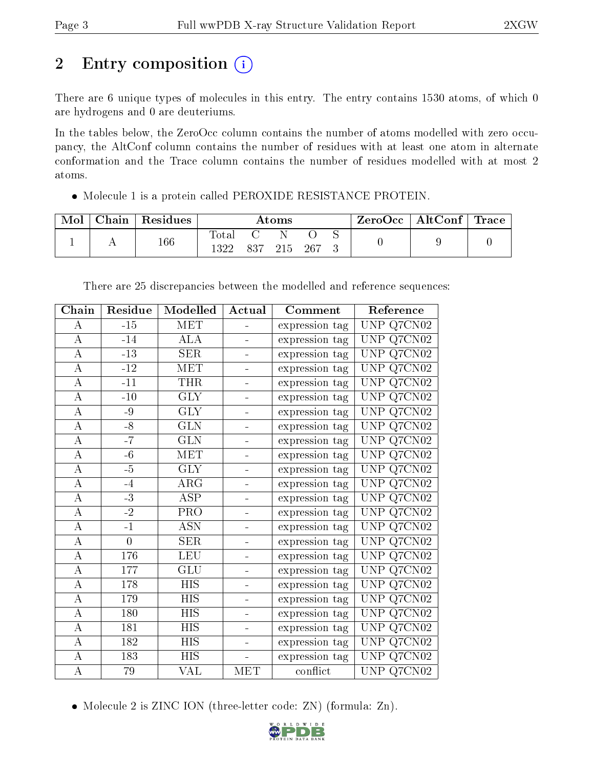# 2 Entry composition

There are 6 unique types of molecules in this entry. The entry contains 1530 atoms, of which 0 are hydrogens and 0 are deuteriums.

In the tables below, the ZeroOcc column contains the number of atoms modelled with zero occupancy, the AltConf column contains the number of residues with at least one atom in alternate conformation and the Trace column contains the number of residues modelled with at most 2 atoms.

- Molecule 1 is a protein called PEROXIDE RESISTANCE PROTEIN.

| Mol | Chain | Residues | Atoms | | | | | ZeroOcc | AltConf | Trace |
|---|---|---|---|---|---|---|---|---|---|---|
| | | | Total | C | N | O | S | | | |
| 1 | A | 166 | 1322 | 837 | 215 | 267 | 3 | 0 | 9 | 0 |

There are 25 discrepancies between the modelled and reference sequences:

| Chain | Residue | Modelled | Actual | Comment | Reference |
|---|---|---|---|---|---|
| A | -15 | MET | - | expression tag | UNP Q7CN02 |
| A | -14 | ALA | - | expression tag | UNP Q7CN02 |
| A | -13 | SER | - | expression tag | UNP Q7CN02 |
| A | -12 | MET | - | expression tag | UNP Q7CN02 |
| A | -11 | THR | - | expression tag | UNP Q7CN02 |
| A | -10 | GLY | - | expression tag | UNP Q7CN02 |
| A | -9 | GLY | - | expression tag | UNP Q7CN02 |
| A | -8 | GLN | - | expression tag | UNP Q7CN02 |
| A | -7 | GLN | - | expression tag | UNP Q7CN02 |
| A | -6 | MET | - | expression tag | UNP Q7CN02 |
| A | -5 | GLY | - | expression tag | UNP Q7CN02 |
| A | -4 | ARG | - | expression tag | UNP Q7CN02 |
| A | -3 | ASP | - | expression tag | UNP Q7CN02 |
| A | -2 | PRO | - | expression tag | UNP Q7CN02 |
| A | -1 | ASN | - | expression tag | UNP Q7CN02 |
| A | 0 | SER | - | expression tag | UNP Q7CN02 |
| A | 176 | LEU | - | expression tag | UNP Q7CN02 |
| A | 177 | GLU | - | expression tag | UNP Q7CN02 |
| A | 178 | HIS | - | expression tag | UNP Q7CN02 |
| A | 179 | HIS | - | expression tag | UNP Q7CN02 |
| A | 180 | HIS | - | expression tag | UNP Q7CN02 |
| A | 181 | HIS | - | expression tag | UNP Q7CN02 |
| A | 182 | HIS | - | expression tag | UNP Q7CN02 |
| A | 183 | HIS | - | expression tag | UNP Q7CN02 |
| A | 79 | VAL | MET | conflict | UNP Q7CN02 |

- Molecule 2 is ZINC ION (three-letter code: ZN) (formula: Zn).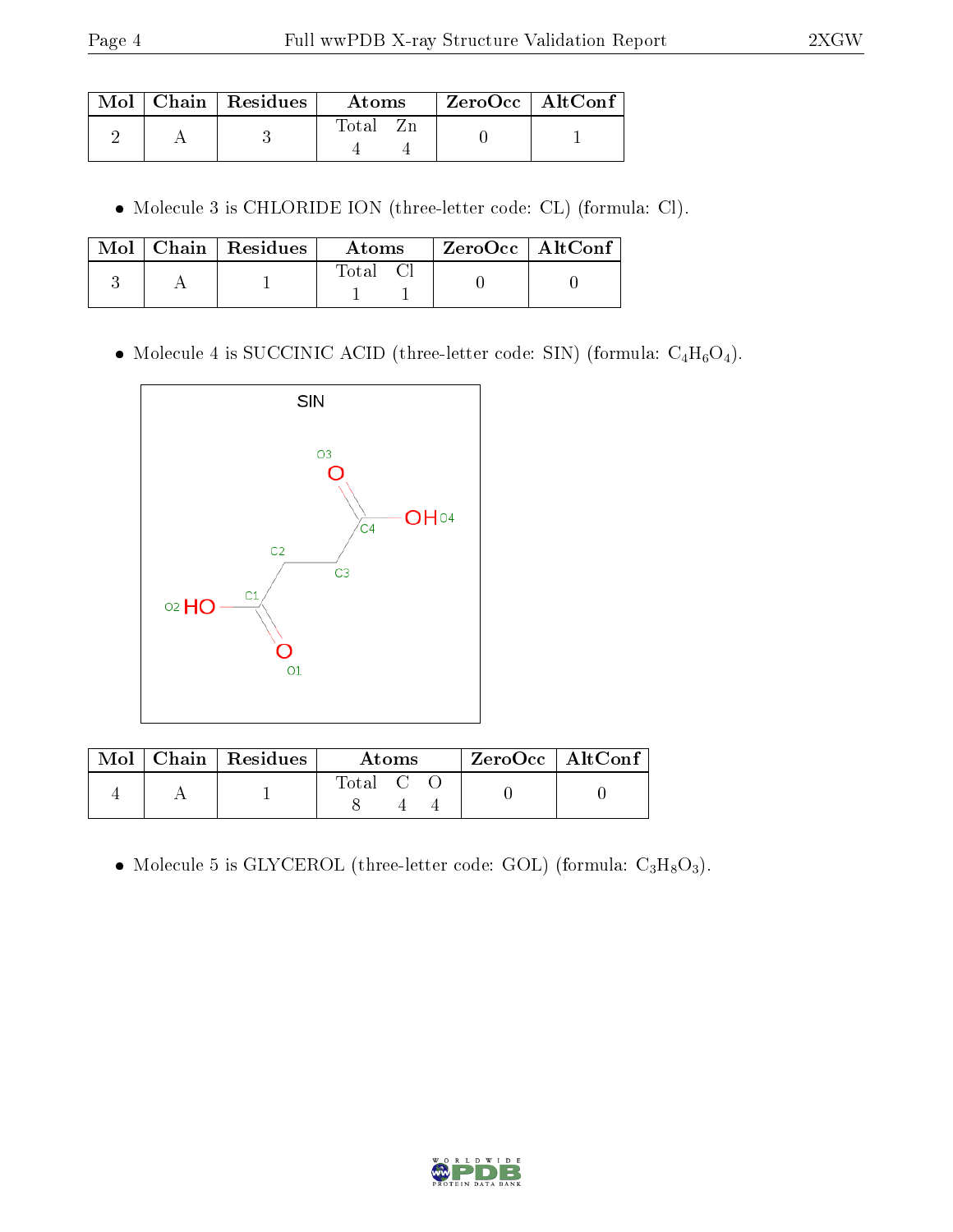| Mol | Chain | Residues | Atoms | | ZeroOcc | AltConf |
|---|---|---|---|---|---|---|
| | | | Total | Zn | | |
| 2 | A | 3 | 4 | 4 | 0 | 1 |

- Molecule 3 is CHLORIDE ION (three-letter code: CL) (formula: Cl).

| Mol | Chain | Residues | Atoms | | ZeroOcc | AltConf |
|---|---|---|---|---|---|---|
| | | | Total | Cl | | |
| 3 | A | 1 | 1 | 1 | 0 | 0 |

- Molecule 4 is SUCCINIC ACID (three-letter code: SIN) (formula: $C_4H_6O_4$).

| Mol | Chain | Residues | Atoms | | | ZeroOcc | AltConf |
|---|---|---|---|---|---|---|---|
| | | | Total | C | O | | |
| 4 | A | 1 | 8 | 4 | 4 | 0 | 0 |

- Molecule 5 is GLYCEROL (three-letter code: GOL) (formula: $C_3H_8O_3$).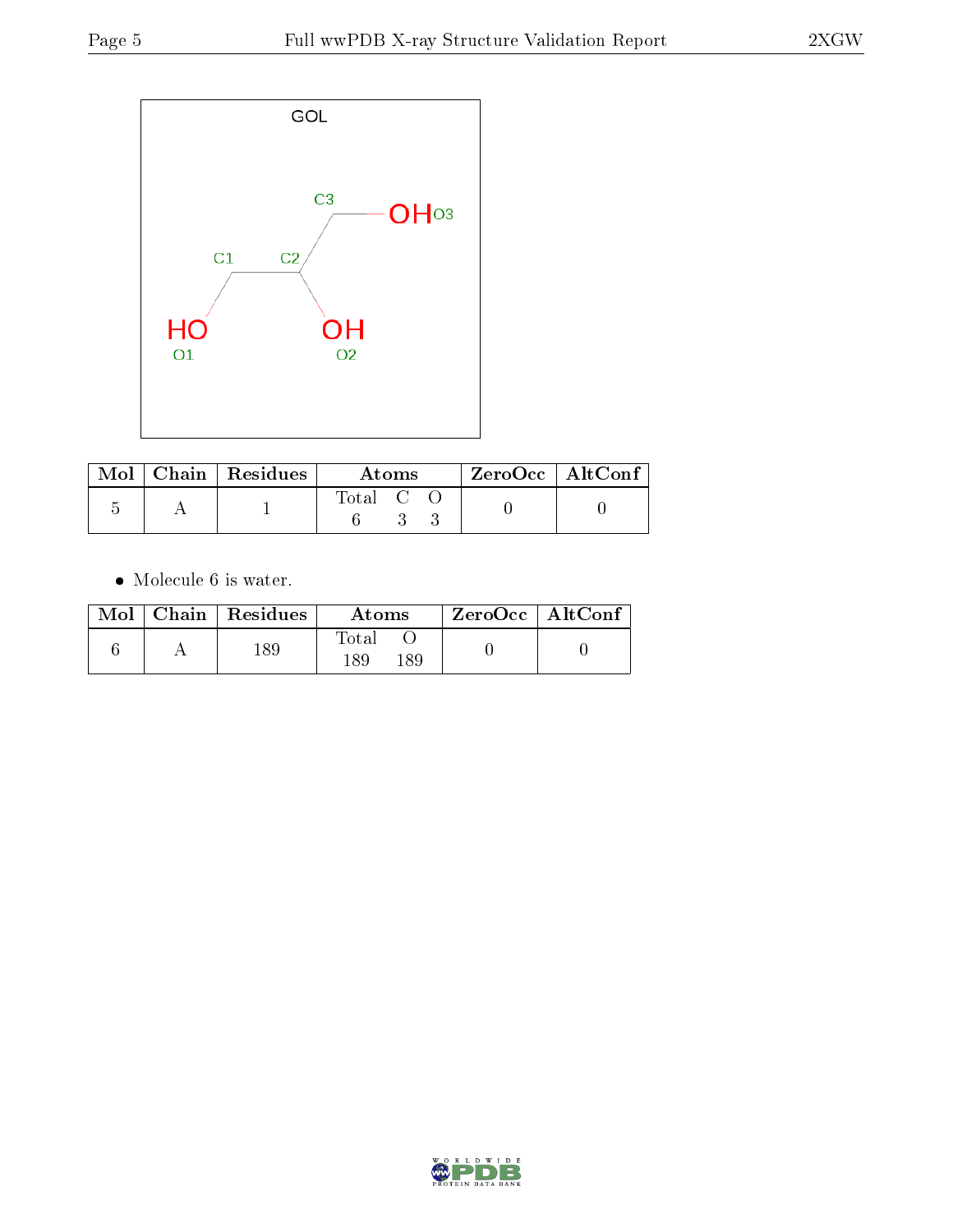| Mol | Chain | Residues | Atoms | | | ZeroOcc | AltConf |
|---|---|---|---|---|---|---|---|
| | | | Total | C | O | | |
| 5 | A | 1 | 6 | 3 | 3 | 0 | 0 |

- Molecule 6 is water.

| Mol | Chain | Residues | Atoms | | ZeroOcc | AltConf |
|---|---|---|---|---|---|---|
| | | | Total | O | | |
| 6 | A | 189 | 189 | 189 | 0 | 0 |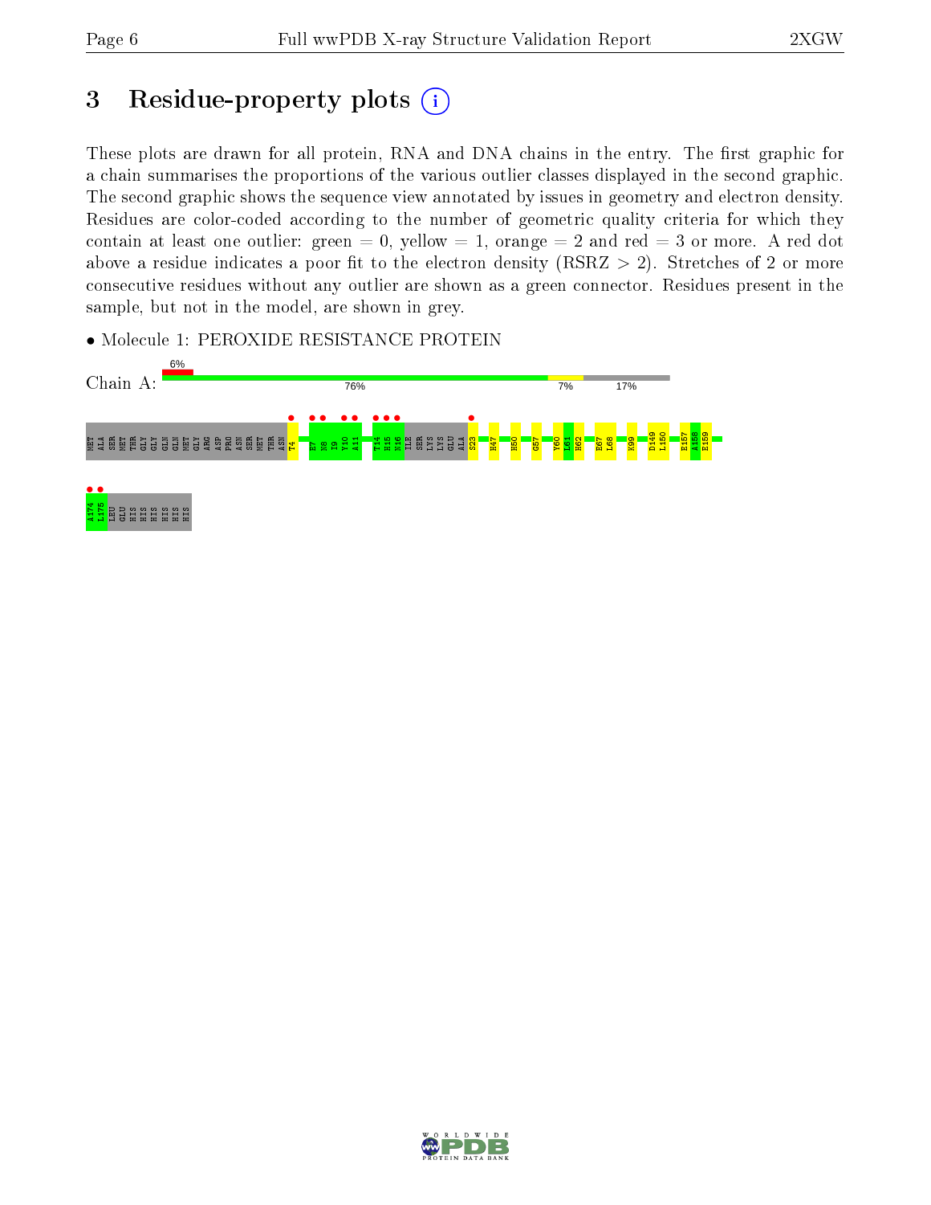# 3 Residue-property plots

These plots are drawn for all protein, RNA and DNA chains in the entry. The first graphic for a chain summarises the proportions of the various outlier classes displayed in the second graphic. The second graphic shows the sequence view annotated by issues in geometry and electron density. Residues are color-coded according to the number of geometric quality criteria for which they contain at least one outlier: green = 0, yellow = 1, orange = 2 and red = 3 or more. A red dot above a residue indicates a poor fit to the electron density (RSRZ > 2). Stretches of 2 or more consecutive residues without any outlier are shown as a green connector. Residues present in the sample, but not in the model, are shown in grey.

- Molecule 1: PEROXIDE RESISTANCE PROTEIN

Chain A: 6% | 76% | 7% | 17%

MET ALA SER MET THR GLY GLY GLN GLN MET GLY ARG ASP PRO ASN SER MET THR ASN T4 E7 N8 I9 Y10 A11 T14 H15 N16 ILE SER LYS LYS GLU ALA S23 H47 H50 G57 Y60 L61 H62 E67 L68 K99 D149 L150 E157 A158 E159

A174 L175 LEU GLU HIS HIS HIS HIS HIS HIS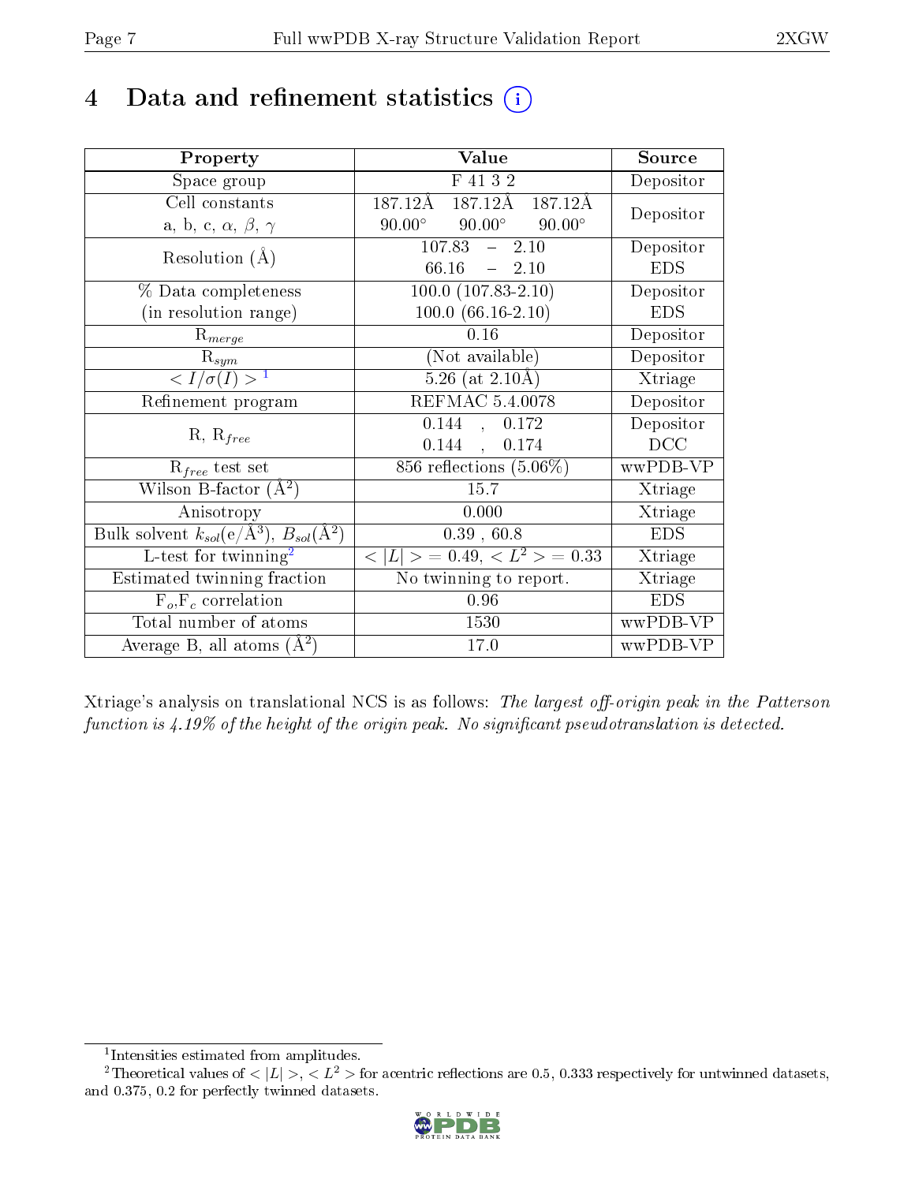# 4 Data and refinement statistics

| Property | Value | Source |
|---|---|---|
| Space group | F 41 3 2 | Depositor |
| Cell constants<br>a, b, c, $\alpha$, $\beta$, $\gamma$ | 187.12Å 187.12Å 187.12Å<br>90.00° 90.00° 90.00° | Depositor |
| Resolution (Å) | 107.83 – 2.10<br>66.16 – 2.10 | Depositor<br>EDS |
| % Data completeness<br>(in resolution range) | 100.0 (107.83-2.10)<br>100.0 (66.16-2.10) | Depositor<br>EDS |
| $R_{merge}$ | 0.16 | Depositor |
| $R_{sym}$ | (Not available) | Depositor |
| $< I/\sigma(I) >$ [1] | 5.26 (at 2.10Å) | Xtriage |
| Refinement program | REFMAC 5.4.0078 | Depositor |
| R, $R_{free}$ | 0.144 , 0.172<br>0.144 , 0.174 | Depositor<br>DCC |
| $R_{free}$ test set | 856 reflections (5.06%) | wwPDB-VP |
| Wilson B-factor (Å$^2$) | 15.7 | Xtriage |
| Anisotropy | 0.000 | Xtriage |
| Bulk solvent $k_{sol}$(e/Å$^3$), $B_{sol}$(Å$^2$) | 0.39 , 60.8 | EDS |
| L-test for twinning[2] | $< \|L\| > = 0.49$, $< L^2 > = 0.33$ | Xtriage |
| Estimated twinning fraction | No twinning to report. | Xtriage |
| $F_o$,$F_c$ correlation | 0.96 | EDS |
| Total number of atoms | 1530 | wwPDB-VP |
| Average B, all atoms (Å$^2$) | 17.0 | wwPDB-VP |

Xtriage's analysis on translational NCS is as follows: *The largest off-origin peak in the Patterson function is 4.19% of the height of the origin peak. No significant pseudotranslation is detected.*

[1] Intensities estimated from amplitudes.

[2] Theoretical values of $< |L| >$, $< L^2 >$ for acentric reflections are 0.5, 0.333 respectively for untwinned datasets, and 0.375, 0.2 for perfectly twinned datasets.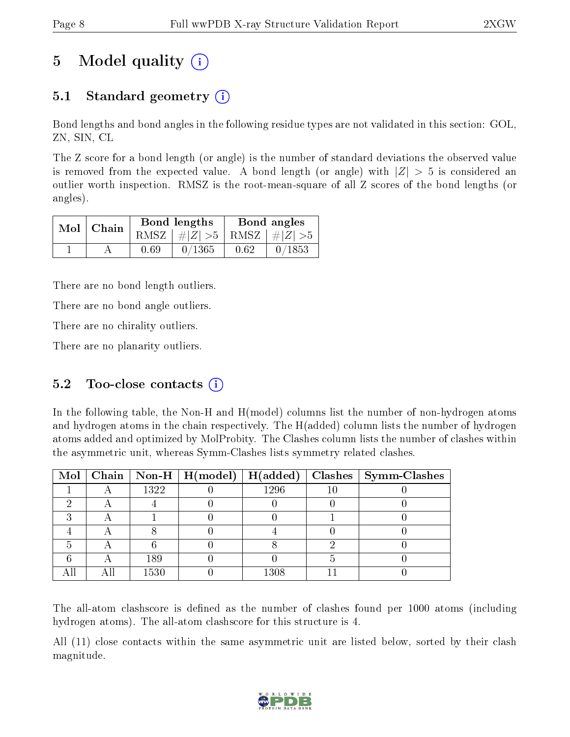# 5 Model quality (i)

## 5.1 Standard geometry (i)

Bond lengths and bond angles in the following residue types are not validated in this section: GOL, ZN, SIN, CL

The Z score for a bond length (or angle) is the number of standard deviations the observed value is removed from the expected value. A bond length (or angle) with $|Z| > 5$ is considered an outlier worth inspection. RMSZ is the root-mean-square of all Z scores of the bond lengths (or angles).

| Mol | Chain | Bond lengths | | Bond angles | |
|---|---|---|---|---|---|
| | | RMSZ | $\#\|Z\| > 5$ | RMSZ | $\#\|Z\| > 5$ |
| 1 | A | 0.69 | 0/1365 | 0.62 | 0/1853 |

There are no bond length outliers.

There are no bond angle outliers.

There are no chirality outliers.

There are no planarity outliers.

## 5.2 Too-close contacts (i)

In the following table, the Non-H and H(model) columns list the number of non-hydrogen atoms and hydrogen atoms in the chain respectively. The H(added) column lists the number of hydrogen atoms added and optimized by MolProbity. The Clashes column lists the number of clashes within the asymmetric unit, whereas Symm-Clashes lists symmetry related clashes.

| Mol | Chain | Non-H | H(model) | H(added) | Clashes | Symm-Clashes |
|---|---|---|---|---|---|---|
| 1 | A | 1322 | 0 | 1296 | 10 | 0 |
| 2 | A | 4 | 0 | 0 | 0 | 0 |
| 3 | A | 1 | 0 | 0 | 1 | 0 |
| 4 | A | 8 | 0 | 4 | 0 | 0 |
| 5 | A | 6 | 0 | 8 | 2 | 0 |
| 6 | A | 189 | 0 | 0 | 5 | 0 |
| All | All | 1530 | 0 | 1308 | 11 | 0 |

The all-atom clashscore is defined as the number of clashes found per 1000 atoms (including hydrogen atoms). The all-atom clashscore for this structure is 4.

All (11) close contacts within the same asymmetric unit are listed below, sorted by their clash magnitude.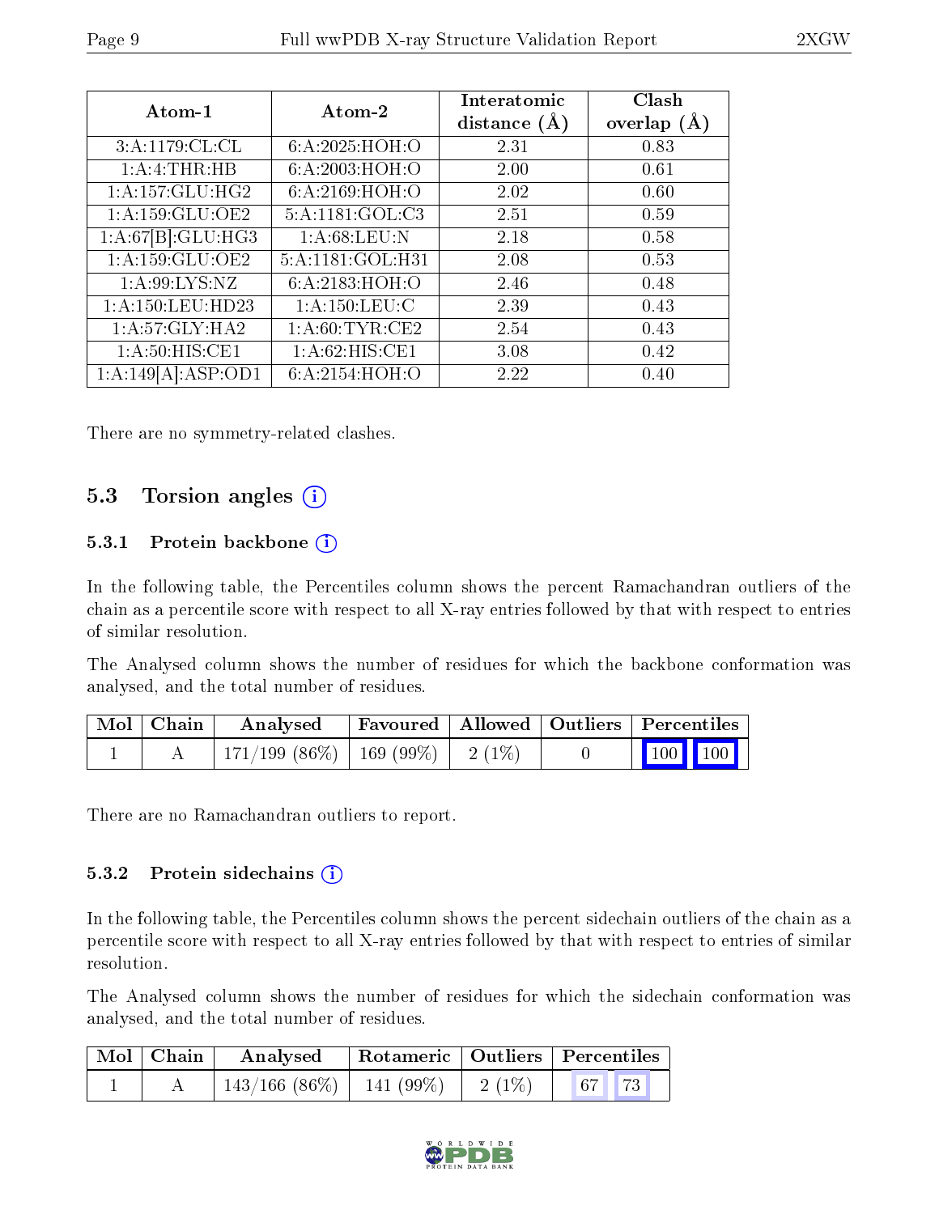| Atom-1 | Atom-2 | Interatomic distance (Å) | Clash overlap (Å) |
|---|---|---|---|
| 3:A:1179:CL:CL | 6:A:2025:HOH:O | 2.31 | 0.83 |
| 1:A:4:THR:HB | 6:A:2003:HOH:O | 2.00 | 0.61 |
| 1:A:157:GLU:HG2 | 6:A:2169:HOH:O | 2.02 | 0.60 |
| 1:A:159:GLU:OE2 | 5:A:1181:GOL:C3 | 2.51 | 0.59 |
| 1:A:67[B]:GLU:HG3 | 1:A:68:LEU:N | 2.18 | 0.58 |
| 1:A:159:GLU:OE2 | 5:A:1181:GOL:H31 | 2.08 | 0.53 |
| 1:A:99:LYS:NZ | 6:A:2183:HOH:O | 2.46 | 0.48 |
| 1:A:150:LEU:HD23 | 1:A:150:LEU:C | 2.39 | 0.43 |
| 1:A:57:GLY:HA2 | 1:A:60:TYR:CE2 | 2.54 | 0.43 |
| 1:A:50:HIS:CE1 | 1:A:62:HIS:CE1 | 3.08 | 0.42 |
| 1:A:149[A]:ASP:OD1 | 6:A:2154:HOH:O | 2.22 | 0.40 |

There are no symmetry-related clashes.

## 5.3 Torsion angles (i)

### 5.3.1 Protein backbone (i)

In the following table, the Percentiles column shows the percent Ramachandran outliers of the chain as a percentile score with respect to all X-ray entries followed by that with respect to entries of similar resolution.

The Analysed column shows the number of residues for which the backbone conformation was analysed, and the total number of residues.

| Mol | Chain | Analysed | Favoured | Allowed | Outliers | Percentiles | |
|---|---|---|---|---|---|---|---|
| 1 | A | 171/199 (86%) | 169 (99%) | 2 (1%) | 0 | 100 | 100 |

There are no Ramachandran outliers to report.

### 5.3.2 Protein sidechains (i)

In the following table, the Percentiles column shows the percent sidechain outliers of the chain as a percentile score with respect to all X-ray entries followed by that with respect to entries of similar resolution.

The Analysed column shows the number of residues for which the sidechain conformation was analysed, and the total number of residues.

| Mol | Chain | Analysed | Rotameric | Outliers | Percentiles | |
|---|---|---|---|---|---|---|
| 1 | A | 143/166 (86%) | 141 (99%) | 2 (1%) | 67 | 73 |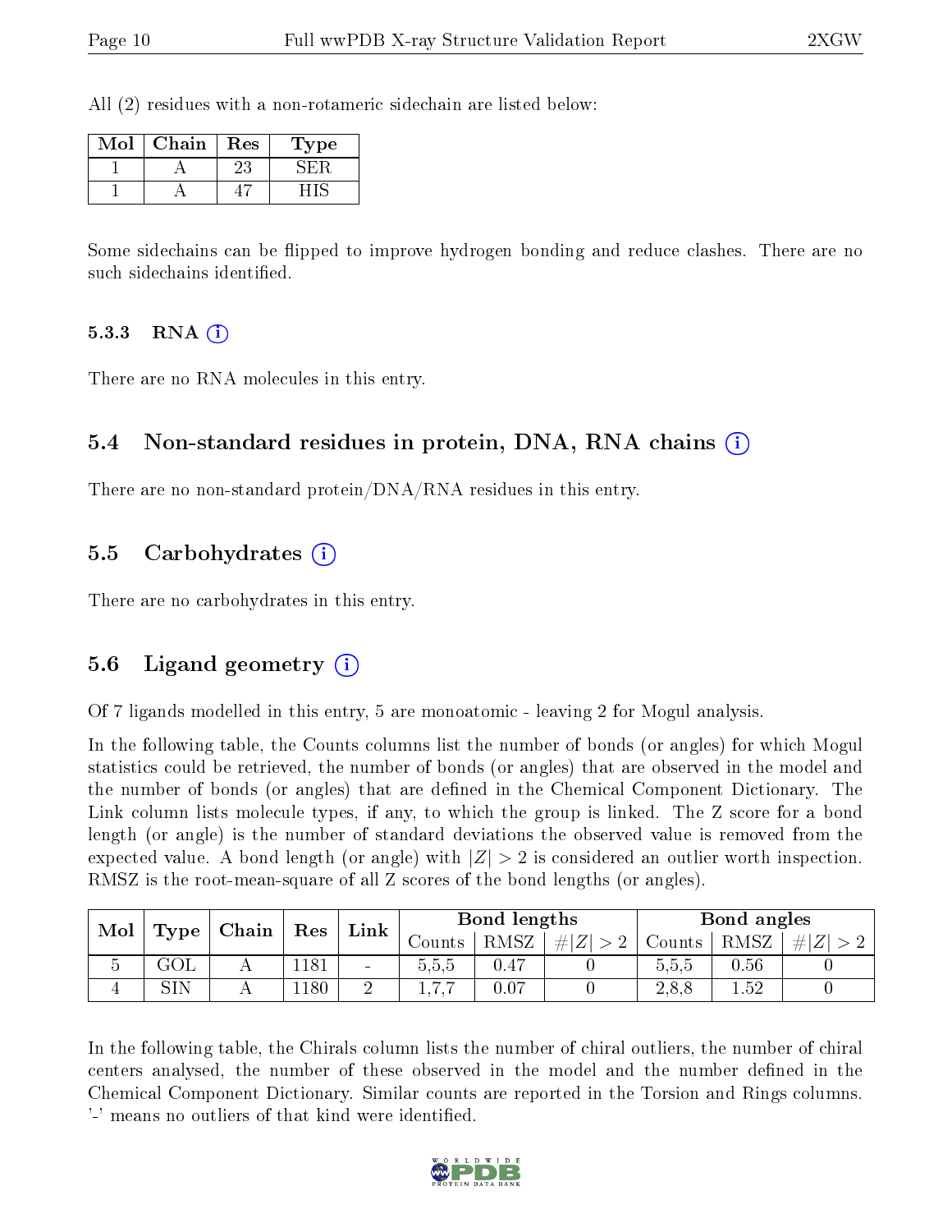All (2) residues with a non-rotameric sidechain are listed below:

| Mol | Chain | Res | Type |
|---|---|---|---|
| 1 | A | 23 | SER |
| 1 | A | 47 | HIS |

Some sidechains can be flipped to improve hydrogen bonding and reduce clashes. There are no such sidechains identified.

### 5.3.3 RNA (i)

There are no RNA molecules in this entry.

## 5.4 Non-standard residues in protein, DNA, RNA chains (i)

There are no non-standard protein/DNA/RNA residues in this entry.

## 5.5 Carbohydrates (i)

There are no carbohydrates in this entry.

## 5.6 Ligand geometry (i)

Of 7 ligands modelled in this entry, 5 are monoatomic - leaving 2 for Mogul analysis.

In the following table, the Counts columns list the number of bonds (or angles) for which Mogul statistics could be retrieved, the number of bonds (or angles) that are observed in the model and the number of bonds (or angles) that are defined in the Chemical Component Dictionary. The Link column lists molecule types, if any, to which the group is linked. The Z score for a bond length (or angle) is the number of standard deviations the observed value is removed from the expected value. A bond length (or angle) with $|Z| > 2$ is considered an outlier worth inspection. RMSZ is the root-mean-square of all Z scores of the bond lengths (or angles).

| Mol | Type | Chain | Res | Link | Bond lengths | | | Bond angles | | |
|---|---|---|---|---|---|---|---|---|---|---|
| | | | | | Counts | RMSZ | $\#\|Z\| > 2$ | Counts | RMSZ | $\#\|Z\| > 2$ |
| 5 | GOL | A | 1181 | - | 5,5,5 | 0.47 | 0 | 5,5,5 | 0.56 | 0 |
| 4 | SIN | A | 1180 | 2 | 1,7,7 | 0.07 | 0 | 2,8,8 | 1.52 | 0 |

In the following table, the Chirals column lists the number of chiral outliers, the number of chiral centers analysed, the number of these observed in the model and the number defined in the Chemical Component Dictionary. Similar counts are reported in the Torsion and Rings columns. '-' means no outliers of that kind were identified.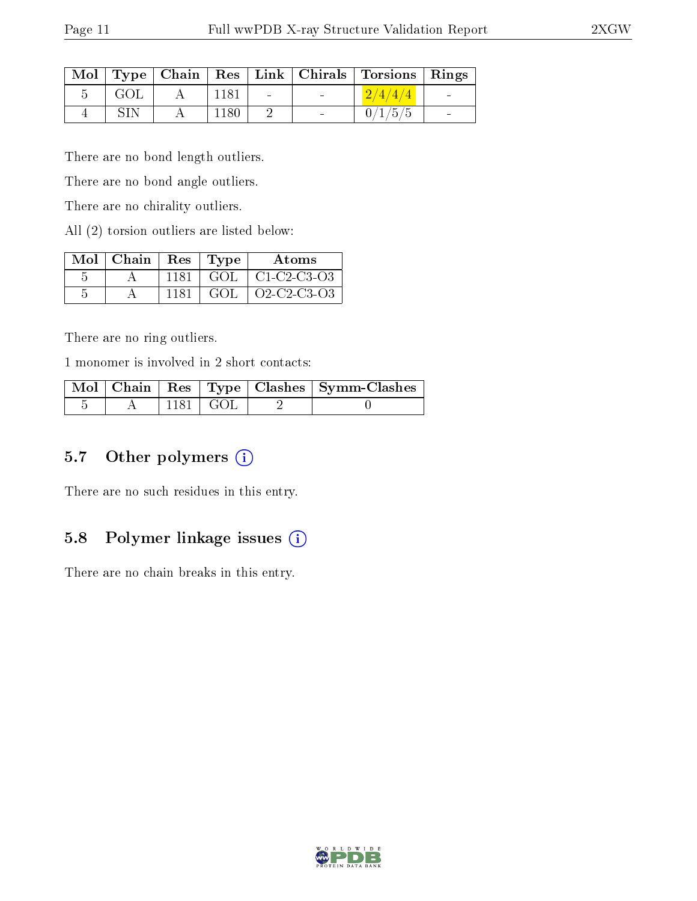| Mol | Type | Chain | Res | Link | Chirals | Torsions | Rings |
|---|---|---|---|---|---|---|---|
| 5 | GOL | A | 1181 | - | - | 2/4/4/4 | - |
| 4 | SIN | A | 1180 | 2 | - | 0/1/5/5 | - |

There are no bond length outliers.

There are no bond angle outliers.

There are no chirality outliers.

All (2) torsion outliers are listed below:

| Mol | Chain | Res | Type | Atoms |
|---|---|---|---|---|
| 5 | A | 1181 | GOL | C1-C2-C3-O3 |
| 5 | A | 1181 | GOL | O2-C2-C3-O3 |

There are no ring outliers.

1 monomer is involved in 2 short contacts:

| Mol | Chain | Res | Type | Clashes | Symm-Clashes |
|---|---|---|---|---|---|
| 5 | A | 1181 | GOL | 2 | 0 |

## 5.7 Other polymers

There are no such residues in this entry.

## 5.8 Polymer linkage issues

There are no chain breaks in this entry.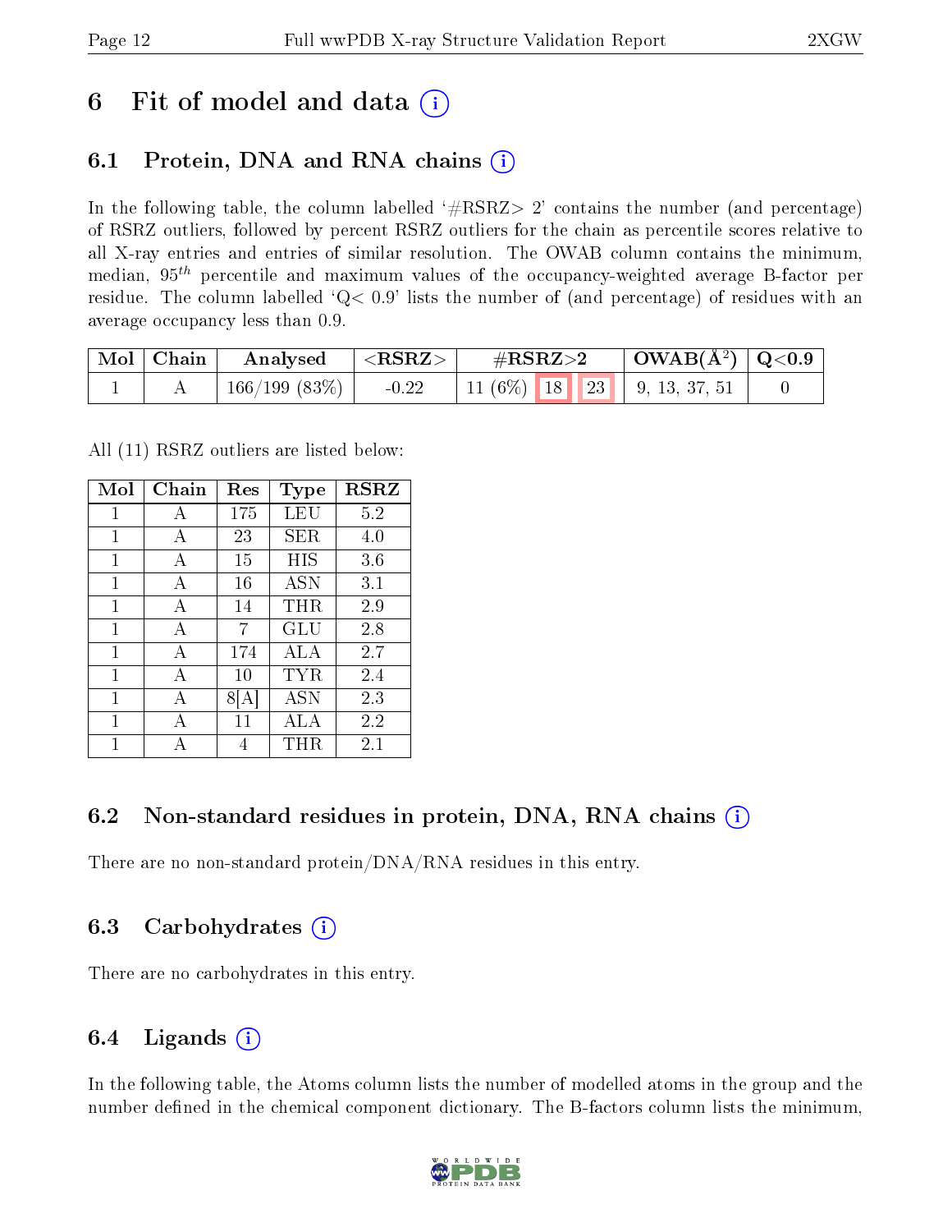# 6 Fit of model and data

## 6.1 Protein, DNA and RNA chains

In the following table, the column labelled '#RSRZ> 2' contains the number (and percentage) of RSRZ outliers, followed by percent RSRZ outliers for the chain as percentile scores relative to all X-ray entries and entries of similar resolution. The OWAB column contains the minimum, median, $95^{th}$ percentile and maximum values of the occupancy-weighted average B-factor per residue. The column labelled 'Q< 0.9' lists the number of (and percentage) of residues with an average occupancy less than 0.9.

| Mol | Chain | Analysed | <RSRZ> | #RSRZ>2 | | | OWAB(Å$^2$) | Q<0.9 |
|---|---|---|---|---|---|---|---|---|
| 1 | A | 166/199 (83%) | -0.22 | 11 (6%) | 18 | 23 | 9, 13, 37, 51 | 0 |

All (11) RSRZ outliers are listed below:

| Mol | Chain | Res | Type | RSRZ |
|---|---|---|---|---|
| 1 | A | 175 | LEU | 5.2 |
| 1 | A | 23 | SER | 4.0 |
| 1 | A | 15 | HIS | 3.6 |
| 1 | A | 16 | ASN | 3.1 |
| 1 | A | 14 | THR | 2.9 |
| 1 | A | 7 | GLU | 2.8 |
| 1 | A | 174 | ALA | 2.7 |
| 1 | A | 10 | TYR | 2.4 |
| 1 | A | 8[A] | ASN | 2.3 |
| 1 | A | 11 | ALA | 2.2 |
| 1 | A | 4 | THR | 2.1 |

## 6.2 Non-standard residues in protein, DNA, RNA chains

There are no non-standard protein/DNA/RNA residues in this entry.

## 6.3 Carbohydrates

There are no carbohydrates in this entry.

## 6.4 Ligands

In the following table, the Atoms column lists the number of modelled atoms in the group and the number defined in the chemical component dictionary. The B-factors column lists the minimum,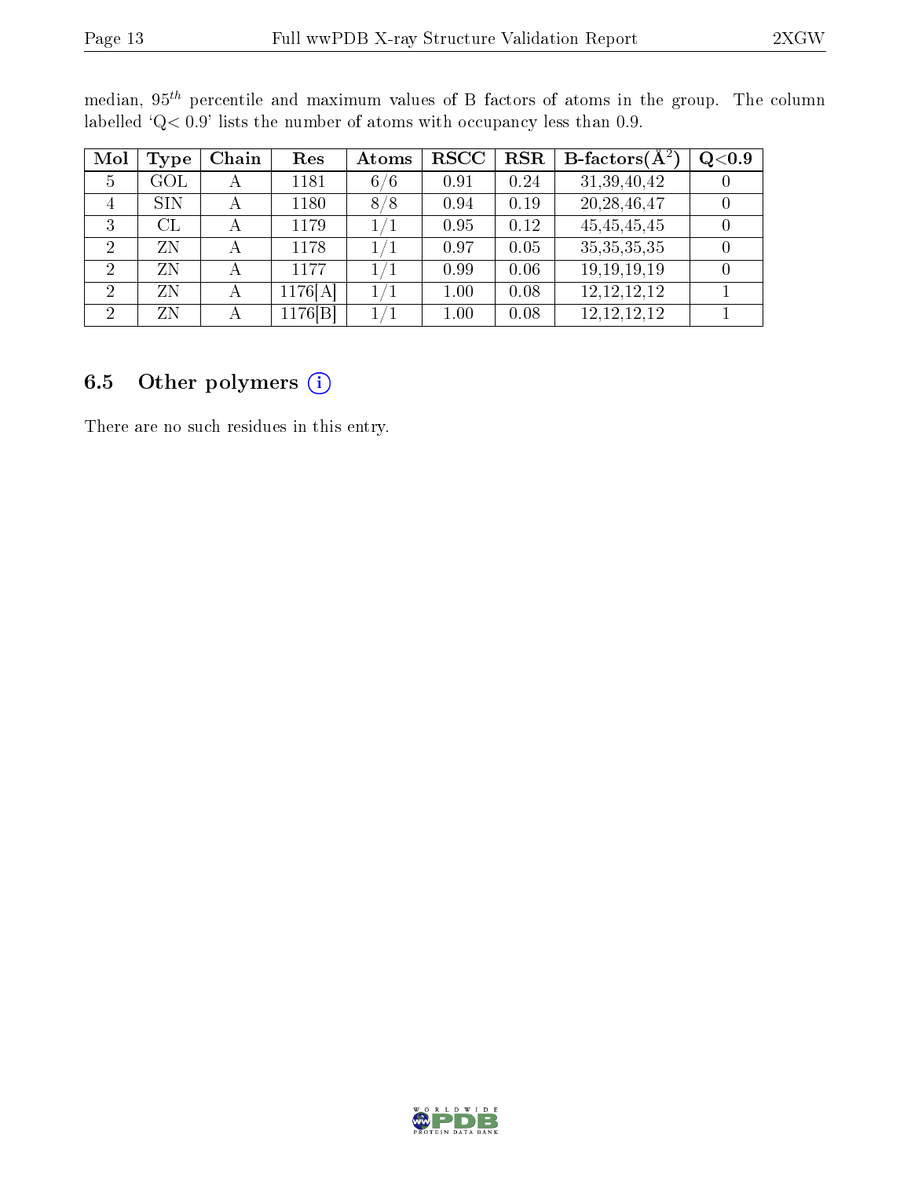median, $95^{th}$ percentile and maximum values of B factors of atoms in the group. The column labelled 'Q< 0.9' lists the number of atoms with occupancy less than 0.9.

| Mol | Type | Chain | Res | Atoms | RSCC | RSR | B-factors(Å$^2$) | Q<0.9 |
|---|---|---|---|---|---|---|---|---|
| 5 | GOL | A | 1181 | 6/6 | 0.91 | 0.24 | 31,39,40,42 | 0 |
| 4 | SIN | A | 1180 | 8/8 | 0.94 | 0.19 | 20,28,46,47 | 0 |
| 3 | CL | A | 1179 | 1/1 | 0.95 | 0.12 | 45,45,45,45 | 0 |
| 2 | ZN | A | 1178 | 1/1 | 0.97 | 0.05 | 35,35,35,35 | 0 |
| 2 | ZN | A | 1177 | 1/1 | 0.99 | 0.06 | 19,19,19,19 | 0 |
| 2 | ZN | A | 1176[A] | 1/1 | 1.00 | 0.08 | 12,12,12,12 | 1 |
| 2 | ZN | A | 1176[B] | 1/1 | 1.00 | 0.08 | 12,12,12,12 | 1 |

## 6.5 Other polymers

There are no such residues in this entry.